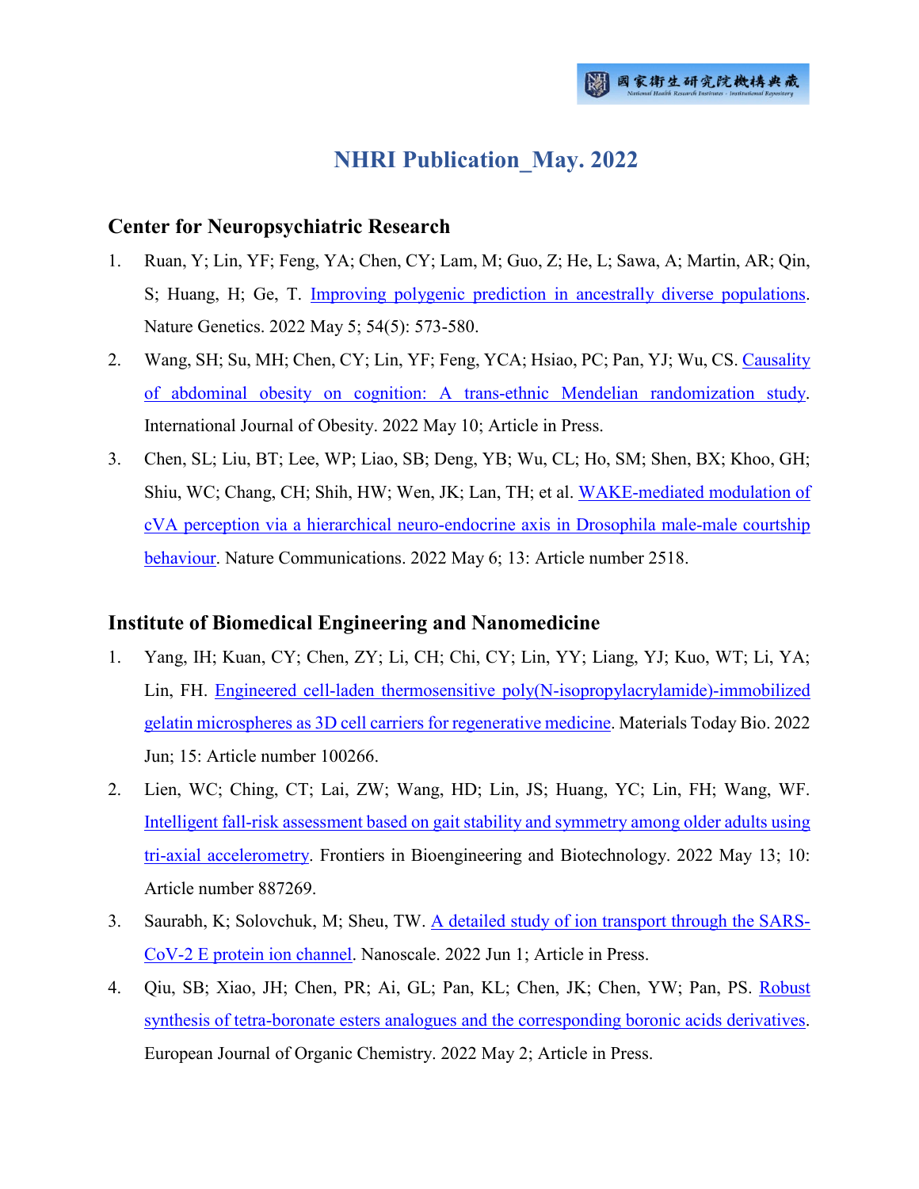# NHRI Publication_May. 2022

## Center for Neuropsychiatric Research

1. Ruan, Y; Lin, YF; Feng, YA; Chen, CY; Lam, M; Guo, Z; He, L; Sawa, A; Martin, AR; Qin, S; Huang, H; Ge, T. Improving polygenic prediction in ancestrally diverse populations. Nature Genetics. 2022 May 5; 54(5): 573-580.
2. Wang, SH; Su, MH; Chen, CY; Lin, YF; Feng, YCA; Hsiao, PC; Pan, YJ; Wu, CS. Causality of abdominal obesity on cognition: A trans-ethnic Mendelian randomization study. International Journal of Obesity. 2022 May 10; Article in Press.
3. Chen, SL; Liu, BT; Lee, WP; Liao, SB; Deng, YB; Wu, CL; Ho, SM; Shen, BX; Khoo, GH; Shiu, WC; Chang, CH; Shih, HW; Wen, JK; Lan, TH; et al. WAKE-mediated modulation of cVA perception via a hierarchical neuro-endocrine axis in Drosophila male-male courtship behaviour. Nature Communications. 2022 May 6; 13: Article number 2518.

## Institute of Biomedical Engineering and Nanomedicine

1. Yang, IH; Kuan, CY; Chen, ZY; Li, CH; Chi, CY; Lin, YY; Liang, YJ; Kuo, WT; Li, YA; Lin, FH. Engineered cell-laden thermosensitive poly(N-isopropylacrylamide)-immobilized gelatin microspheres as 3D cell carriers for regenerative medicine. Materials Today Bio. 2022 Jun; 15: Article number 100266.
2. Lien, WC; Ching, CT; Lai, ZW; Wang, HD; Lin, JS; Huang, YC; Lin, FH; Wang, WF. Intelligent fall-risk assessment based on gait stability and symmetry among older adults using tri-axial accelerometry. Frontiers in Bioengineering and Biotechnology. 2022 May 13; 10: Article number 887269.
3. Saurabh, K; Solovchuk, M; Sheu, TW. A detailed study of ion transport through the SARS-CoV-2 E protein ion channel. Nanoscale. 2022 Jun 1; Article in Press.
4. Qiu, SB; Xiao, JH; Chen, PR; Ai, GL; Pan, KL; Chen, JK; Chen, YW; Pan, PS. Robust synthesis of tetra-boronate esters analogues and the corresponding boronic acids derivatives. European Journal of Organic Chemistry. 2022 May 2; Article in Press.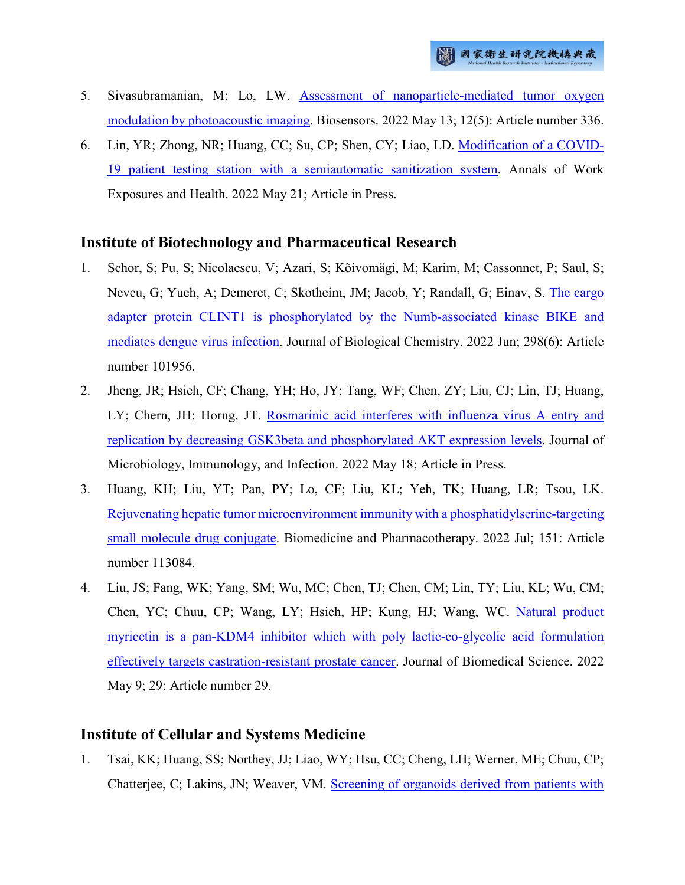5. Sivasubramanian, M; Lo, LW. Assessment of nanoparticle-mediated tumor oxygen modulation by photoacoustic imaging. Biosensors. 2022 May 13; 12(5): Article number 336.
6. Lin, YR; Zhong, NR; Huang, CC; Su, CP; Shen, CY; Liao, LD. Modification of a COVID-19 patient testing station with a semiautomatic sanitization system. Annals of Work Exposures and Health. 2022 May 21; Article in Press.

## Institute of Biotechnology and Pharmaceutical Research

1. Schor, S; Pu, S; Nicolaescu, V; Azari, S; Kõivomägi, M; Karim, M; Cassonnet, P; Saul, S; Neveu, G; Yueh, A; Demeret, C; Skotheim, JM; Jacob, Y; Randall, G; Einav, S. The cargo adapter protein CLINT1 is phosphorylated by the Numb-associated kinase BIKE and mediates dengue virus infection. Journal of Biological Chemistry. 2022 Jun; 298(6): Article number 101956.
2. Jheng, JR; Hsieh, CF; Chang, YH; Ho, JY; Tang, WF; Chen, ZY; Liu, CJ; Lin, TJ; Huang, LY; Chern, JH; Horng, JT. Rosmarinic acid interferes with influenza virus A entry and replication by decreasing GSK3beta and phosphorylated AKT expression levels. Journal of Microbiology, Immunology, and Infection. 2022 May 18; Article in Press.
3. Huang, KH; Liu, YT; Pan, PY; Lo, CF; Liu, KL; Yeh, TK; Huang, LR; Tsou, LK. Rejuvenating hepatic tumor microenvironment immunity with a phosphatidylserine-targeting small molecule drug conjugate. Biomedicine and Pharmacotherapy. 2022 Jul; 151: Article number 113084.
4. Liu, JS; Fang, WK; Yang, SM; Wu, MC; Chen, TJ; Chen, CM; Lin, TY; Liu, KL; Wu, CM; Chen, YC; Chuu, CP; Wang, LY; Hsieh, HP; Kung, HJ; Wang, WC. Natural product myricetin is a pan-KDM4 inhibitor which with poly lactic-co-glycolic acid formulation effectively targets castration-resistant prostate cancer. Journal of Biomedical Science. 2022 May 9; 29: Article number 29.

## Institute of Cellular and Systems Medicine

1. Tsai, KK; Huang, SS; Northey, JJ; Liao, WY; Hsu, CC; Cheng, LH; Werner, ME; Chuu, CP; Chatterjee, C; Lakins, JN; Weaver, VM. Screening of organoids derived from patients with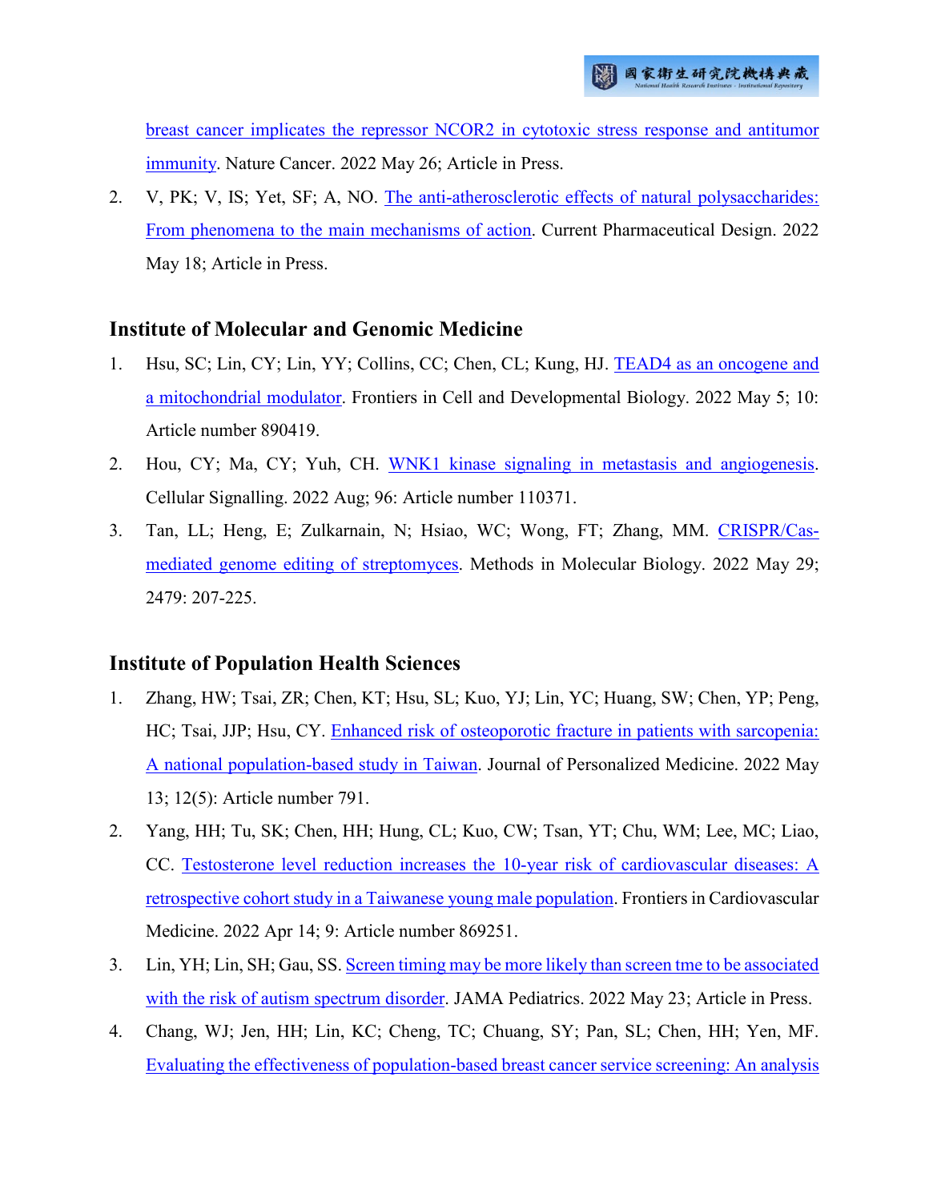breast cancer implicates the repressor NCOR2 in cytotoxic stress response and antitumor immunity. Nature Cancer. 2022 May 26; Article in Press.

2. V, PK; V, IS; Yet, SF; A, NO. The anti-atherosclerotic effects of natural polysaccharides: From phenomena to the main mechanisms of action. Current Pharmaceutical Design. 2022 May 18; Article in Press.

## Institute of Molecular and Genomic Medicine

1. Hsu, SC; Lin, CY; Lin, YY; Collins, CC; Chen, CL; Kung, HJ. TEAD4 as an oncogene and a mitochondrial modulator. Frontiers in Cell and Developmental Biology. 2022 May 5; 10: Article number 890419.
2. Hou, CY; Ma, CY; Yuh, CH. WNK1 kinase signaling in metastasis and angiogenesis. Cellular Signalling. 2022 Aug; 96: Article number 110371.
3. Tan, LL; Heng, E; Zulkarnain, N; Hsiao, WC; Wong, FT; Zhang, MM. CRISPR/Cas-mediated genome editing of streptomyces. Methods in Molecular Biology. 2022 May 29; 2479: 207-225.

## Institute of Population Health Sciences

1. Zhang, HW; Tsai, ZR; Chen, KT; Hsu, SL; Kuo, YJ; Lin, YC; Huang, SW; Chen, YP; Peng, HC; Tsai, JJP; Hsu, CY. Enhanced risk of osteoporotic fracture in patients with sarcopenia: A national population-based study in Taiwan. Journal of Personalized Medicine. 2022 May 13; 12(5): Article number 791.
2. Yang, HH; Tu, SK; Chen, HH; Hung, CL; Kuo, CW; Tsan, YT; Chu, WM; Lee, MC; Liao, CC. Testosterone level reduction increases the 10-year risk of cardiovascular diseases: A retrospective cohort study in a Taiwanese young male population. Frontiers in Cardiovascular Medicine. 2022 Apr 14; 9: Article number 869251.
3. Lin, YH; Lin, SH; Gau, SS. Screen timing may be more likely than screen tme to be associated with the risk of autism spectrum disorder. JAMA Pediatrics. 2022 May 23; Article in Press.
4. Chang, WJ; Jen, HH; Lin, KC; Cheng, TC; Chuang, SY; Pan, SL; Chen, HH; Yen, MF. Evaluating the effectiveness of population-based breast cancer service screening: An analysis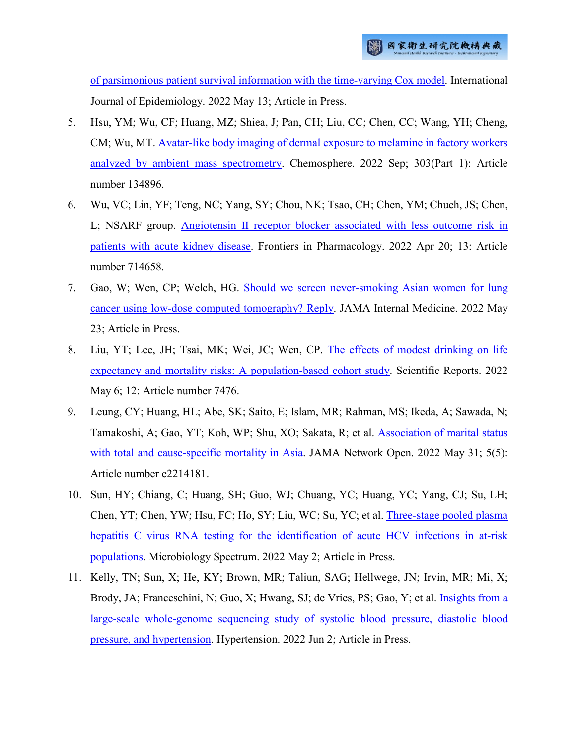of parsimonious patient survival information with the time-varying Cox model. International Journal of Epidemiology. 2022 May 13; Article in Press.

5. Hsu, YM; Wu, CF; Huang, MZ; Shiea, J; Pan, CH; Liu, CC; Chen, CC; Wang, YH; Cheng, CM; Wu, MT. Avatar-like body imaging of dermal exposure to melamine in factory workers analyzed by ambient mass spectrometry. Chemosphere. 2022 Sep; 303(Part 1): Article number 134896.
6. Wu, VC; Lin, YF; Teng, NC; Yang, SY; Chou, NK; Tsao, CH; Chen, YM; Chueh, JS; Chen, L; NSARF group. Angiotensin II receptor blocker associated with less outcome risk in patients with acute kidney disease. Frontiers in Pharmacology. 2022 Apr 20; 13: Article number 714658.
7. Gao, W; Wen, CP; Welch, HG. Should we screen never-smoking Asian women for lung cancer using low-dose computed tomography? Reply. JAMA Internal Medicine. 2022 May 23; Article in Press.
8. Liu, YT; Lee, JH; Tsai, MK; Wei, JC; Wen, CP. The effects of modest drinking on life expectancy and mortality risks: A population-based cohort study. Scientific Reports. 2022 May 6; 12: Article number 7476.
9. Leung, CY; Huang, HL; Abe, SK; Saito, E; Islam, MR; Rahman, MS; Ikeda, A; Sawada, N; Tamakoshi, A; Gao, YT; Koh, WP; Shu, XO; Sakata, R; et al. Association of marital status with total and cause-specific mortality in Asia. JAMA Network Open. 2022 May 31; 5(5): Article number e2214181.
10. Sun, HY; Chiang, C; Huang, SH; Guo, WJ; Chuang, YC; Huang, YC; Yang, CJ; Su, LH; Chen, YT; Chen, YW; Hsu, FC; Ho, SY; Liu, WC; Su, YC; et al. Three-stage pooled plasma hepatitis C virus RNA testing for the identification of acute HCV infections in at-risk populations. Microbiology Spectrum. 2022 May 2; Article in Press.
11. Kelly, TN; Sun, X; He, KY; Brown, MR; Taliun, SAG; Hellwege, JN; Irvin, MR; Mi, X; Brody, JA; Franceschini, N; Guo, X; Hwang, SJ; de Vries, PS; Gao, Y; et al. Insights from a large-scale whole-genome sequencing study of systolic blood pressure, diastolic blood pressure, and hypertension. Hypertension. 2022 Jun 2; Article in Press.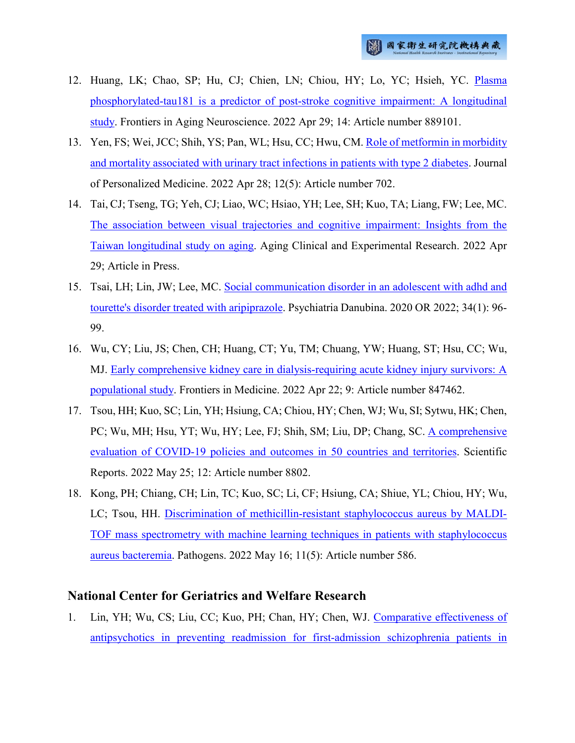12. Huang, LK; Chao, SP; Hu, CJ; Chien, LN; Chiou, HY; Lo, YC; Hsieh, YC. Plasma phosphorylated-tau181 is a predictor of post-stroke cognitive impairment: A longitudinal study. Frontiers in Aging Neuroscience. 2022 Apr 29; 14: Article number 889101.
13. Yen, FS; Wei, JCC; Shih, YS; Pan, WL; Hsu, CC; Hwu, CM. Role of metformin in morbidity and mortality associated with urinary tract infections in patients with type 2 diabetes. Journal of Personalized Medicine. 2022 Apr 28; 12(5): Article number 702.
14. Tai, CJ; Tseng, TG; Yeh, CJ; Liao, WC; Hsiao, YH; Lee, SH; Kuo, TA; Liang, FW; Lee, MC. The association between visual trajectories and cognitive impairment: Insights from the Taiwan longitudinal study on aging. Aging Clinical and Experimental Research. 2022 Apr 29; Article in Press.
15. Tsai, LH; Lin, JW; Lee, MC. Social communication disorder in an adolescent with adhd and tourette's disorder treated with aripiprazole. Psychiatria Danubina. 2020 OR 2022; 34(1): 96-99.
16. Wu, CY; Liu, JS; Chen, CH; Huang, CT; Yu, TM; Chuang, YW; Huang, ST; Hsu, CC; Wu, MJ. Early comprehensive kidney care in dialysis-requiring acute kidney injury survivors: A populational study. Frontiers in Medicine. 2022 Apr 22; 9: Article number 847462.
17. Tsou, HH; Kuo, SC; Lin, YH; Hsiung, CA; Chiou, HY; Chen, WJ; Wu, SI; Sytwu, HK; Chen, PC; Wu, MH; Hsu, YT; Wu, HY; Lee, FJ; Shih, SM; Liu, DP; Chang, SC. A comprehensive evaluation of COVID-19 policies and outcomes in 50 countries and territories. Scientific Reports. 2022 May 25; 12: Article number 8802.
18. Kong, PH; Chiang, CH; Lin, TC; Kuo, SC; Li, CF; Hsiung, CA; Shiue, YL; Chiou, HY; Wu, LC; Tsou, HH. Discrimination of methicillin-resistant staphylococcus aureus by MALDI-TOF mass spectrometry with machine learning techniques in patients with staphylococcus aureus bacteremia. Pathogens. 2022 May 16; 11(5): Article number 586.

## National Center for Geriatrics and Welfare Research

1. Lin, YH; Wu, CS; Liu, CC; Kuo, PH; Chan, HY; Chen, WJ. Comparative effectiveness of antipsychotics in preventing readmission for first-admission schizophrenia patients in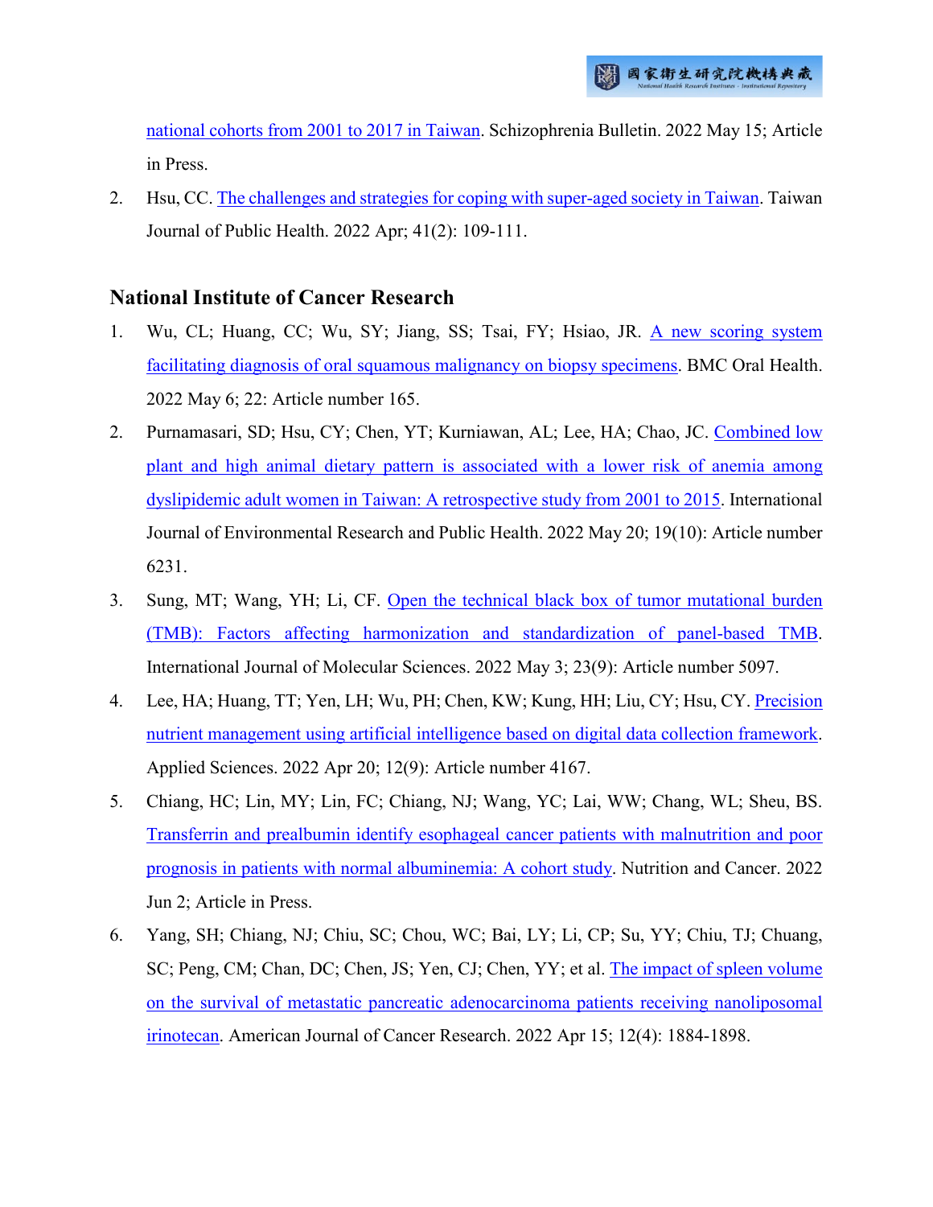national cohorts from 2001 to 2017 in Taiwan. Schizophrenia Bulletin. 2022 May 15; Article in Press.

2. Hsu, CC. The challenges and strategies for coping with super-aged society in Taiwan. Taiwan Journal of Public Health. 2022 Apr; 41(2): 109-111.

## National Institute of Cancer Research

1. Wu, CL; Huang, CC; Wu, SY; Jiang, SS; Tsai, FY; Hsiao, JR. A new scoring system facilitating diagnosis of oral squamous malignancy on biopsy specimens. BMC Oral Health. 2022 May 6; 22: Article number 165.

2. Purnamasari, SD; Hsu, CY; Chen, YT; Kurniawan, AL; Lee, HA; Chao, JC. Combined low plant and high animal dietary pattern is associated with a lower risk of anemia among dyslipidemic adult women in Taiwan: A retrospective study from 2001 to 2015. International Journal of Environmental Research and Public Health. 2022 May 20; 19(10): Article number 6231.

3. Sung, MT; Wang, YH; Li, CF. Open the technical black box of tumor mutational burden (TMB): Factors affecting harmonization and standardization of panel-based TMB. International Journal of Molecular Sciences. 2022 May 3; 23(9): Article number 5097.

4. Lee, HA; Huang, TT; Yen, LH; Wu, PH; Chen, KW; Kung, HH; Liu, CY; Hsu, CY. Precision nutrient management using artificial intelligence based on digital data collection framework. Applied Sciences. 2022 Apr 20; 12(9): Article number 4167.

5. Chiang, HC; Lin, MY; Lin, FC; Chiang, NJ; Wang, YC; Lai, WW; Chang, WL; Sheu, BS. Transferrin and prealbumin identify esophageal cancer patients with malnutrition and poor prognosis in patients with normal albuminemia: A cohort study. Nutrition and Cancer. 2022 Jun 2; Article in Press.

6. Yang, SH; Chiang, NJ; Chiu, SC; Chou, WC; Bai, LY; Li, CP; Su, YY; Chiu, TJ; Chuang, SC; Peng, CM; Chan, DC; Chen, JS; Yen, CJ; Chen, YY; et al. The impact of spleen volume on the survival of metastatic pancreatic adenocarcinoma patients receiving nanoliposomal irinotecan. American Journal of Cancer Research. 2022 Apr 15; 12(4): 1884-1898.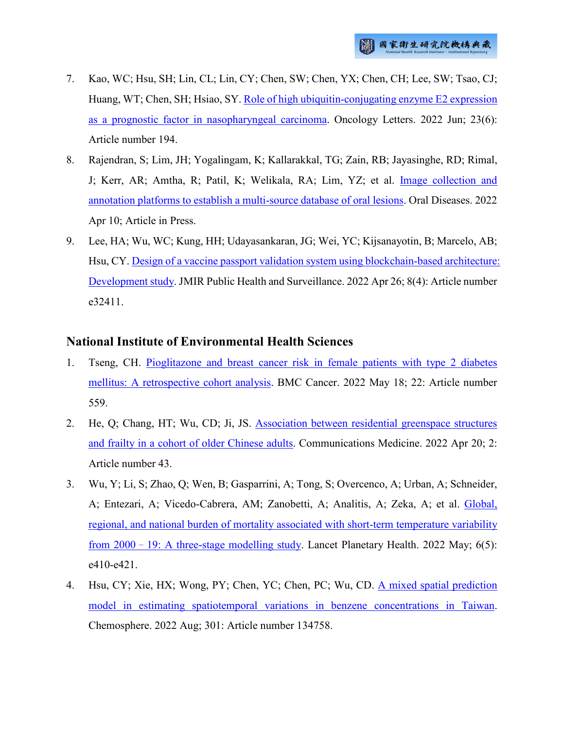7. Kao, WC; Hsu, SH; Lin, CL; Lin, CY; Chen, SW; Chen, YX; Chen, CH; Lee, SW; Tsao, CJ; Huang, WT; Chen, SH; Hsiao, SY. Role of high ubiquitin-conjugating enzyme E2 expression as a prognostic factor in nasopharyngeal carcinoma. Oncology Letters. 2022 Jun; 23(6): Article number 194.
8. Rajendran, S; Lim, JH; Yogalingam, K; Kallarakkal, TG; Zain, RB; Jayasinghe, RD; Rimal, J; Kerr, AR; Amtha, R; Patil, K; Welikala, RA; Lim, YZ; et al. Image collection and annotation platforms to establish a multi-source database of oral lesions. Oral Diseases. 2022 Apr 10; Article in Press.
9. Lee, HA; Wu, WC; Kung, HH; Udayasankaran, JG; Wei, YC; Kijsanayotin, B; Marcelo, AB; Hsu, CY. Design of a vaccine passport validation system using blockchain-based architecture: Development study. JMIR Public Health and Surveillance. 2022 Apr 26; 8(4): Article number e32411.

## National Institute of Environmental Health Sciences

1. Tseng, CH. Pioglitazone and breast cancer risk in female patients with type 2 diabetes mellitus: A retrospective cohort analysis. BMC Cancer. 2022 May 18; 22: Article number 559.
2. He, Q; Chang, HT; Wu, CD; Ji, JS. Association between residential greenspace structures and frailty in a cohort of older Chinese adults. Communications Medicine. 2022 Apr 20; 2: Article number 43.
3. Wu, Y; Li, S; Zhao, Q; Wen, B; Gasparrini, A; Tong, S; Overcenco, A; Urban, A; Schneider, A; Entezari, A; Vicedo-Cabrera, AM; Zanobetti, A; Analitis, A; Zeka, A; et al. Global, regional, and national burden of mortality associated with short-term temperature variability from 2000–19: A three-stage modelling study. Lancet Planetary Health. 2022 May; 6(5): e410-e421.
4. Hsu, CY; Xie, HX; Wong, PY; Chen, YC; Chen, PC; Wu, CD. A mixed spatial prediction model in estimating spatiotemporal variations in benzene concentrations in Taiwan. Chemosphere. 2022 Aug; 301: Article number 134758.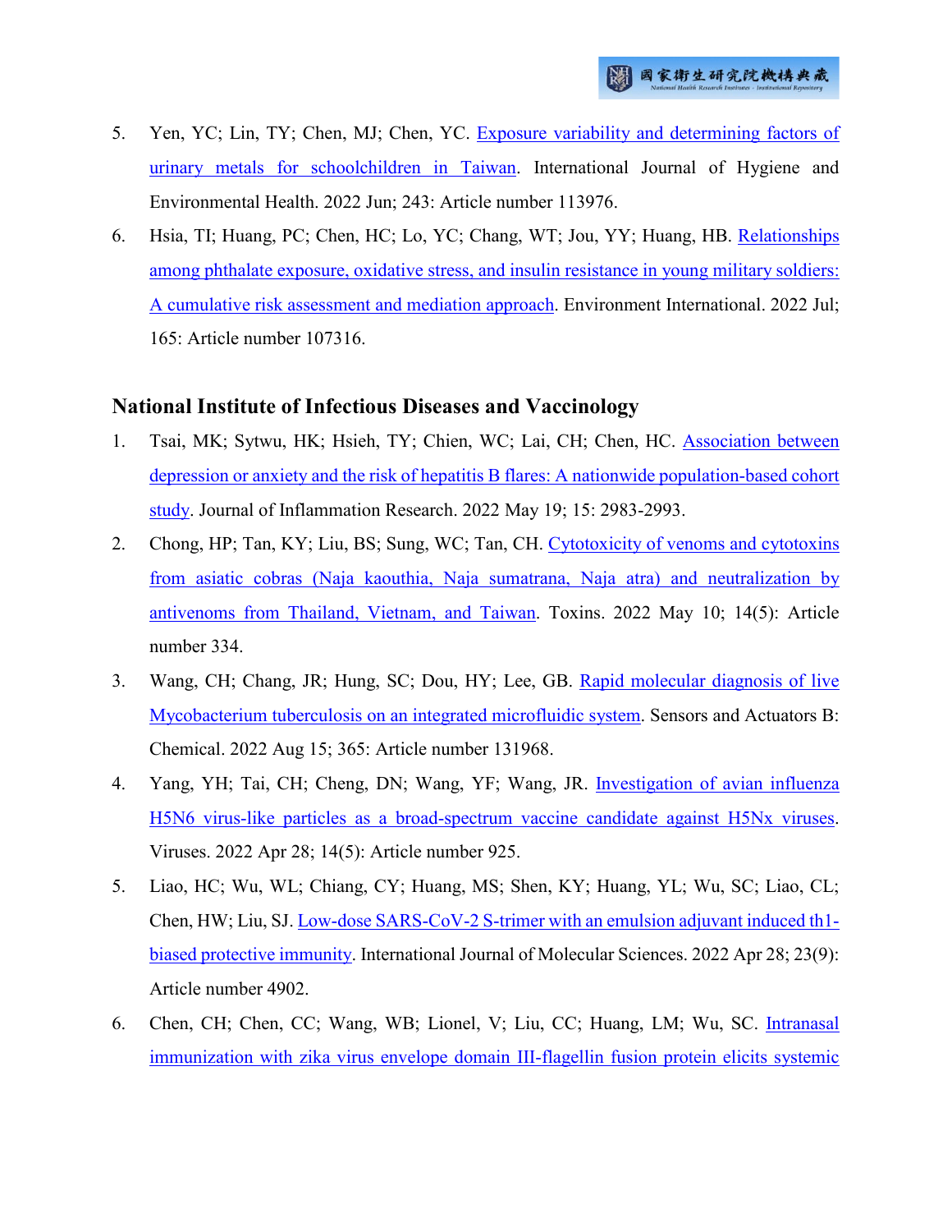5. Yen, YC; Lin, TY; Chen, MJ; Chen, YC. Exposure variability and determining factors of urinary metals for schoolchildren in Taiwan. International Journal of Hygiene and Environmental Health. 2022 Jun; 243: Article number 113976.
6. Hsia, TI; Huang, PC; Chen, HC; Lo, YC; Chang, WT; Jou, YY; Huang, HB. Relationships among phthalate exposure, oxidative stress, and insulin resistance in young military soldiers: A cumulative risk assessment and mediation approach. Environment International. 2022 Jul; 165: Article number 107316.

## National Institute of Infectious Diseases and Vaccinology

1. Tsai, MK; Sytwu, HK; Hsieh, TY; Chien, WC; Lai, CH; Chen, HC. Association between depression or anxiety and the risk of hepatitis B flares: A nationwide population-based cohort study. Journal of Inflammation Research. 2022 May 19; 15: 2983-2993.
2. Chong, HP; Tan, KY; Liu, BS; Sung, WC; Tan, CH. Cytotoxicity of venoms and cytotoxins from asiatic cobras (Naja kaouthia, Naja sumatrana, Naja atra) and neutralization by antivenoms from Thailand, Vietnam, and Taiwan. Toxins. 2022 May 10; 14(5): Article number 334.
3. Wang, CH; Chang, JR; Hung, SC; Dou, HY; Lee, GB. Rapid molecular diagnosis of live Mycobacterium tuberculosis on an integrated microfluidic system. Sensors and Actuators B: Chemical. 2022 Aug 15; 365: Article number 131968.
4. Yang, YH; Tai, CH; Cheng, DN; Wang, YF; Wang, JR. Investigation of avian influenza H5N6 virus-like particles as a broad-spectrum vaccine candidate against H5Nx viruses. Viruses. 2022 Apr 28; 14(5): Article number 925.
5. Liao, HC; Wu, WL; Chiang, CY; Huang, MS; Shen, KY; Huang, YL; Wu, SC; Liao, CL; Chen, HW; Liu, SJ. Low-dose SARS-CoV-2 S-trimer with an emulsion adjuvant induced th1-biased protective immunity. International Journal of Molecular Sciences. 2022 Apr 28; 23(9): Article number 4902.
6. Chen, CH; Chen, CC; Wang, WB; Lionel, V; Liu, CC; Huang, LM; Wu, SC. Intranasal immunization with zika virus envelope domain III-flagellin fusion protein elicits systemic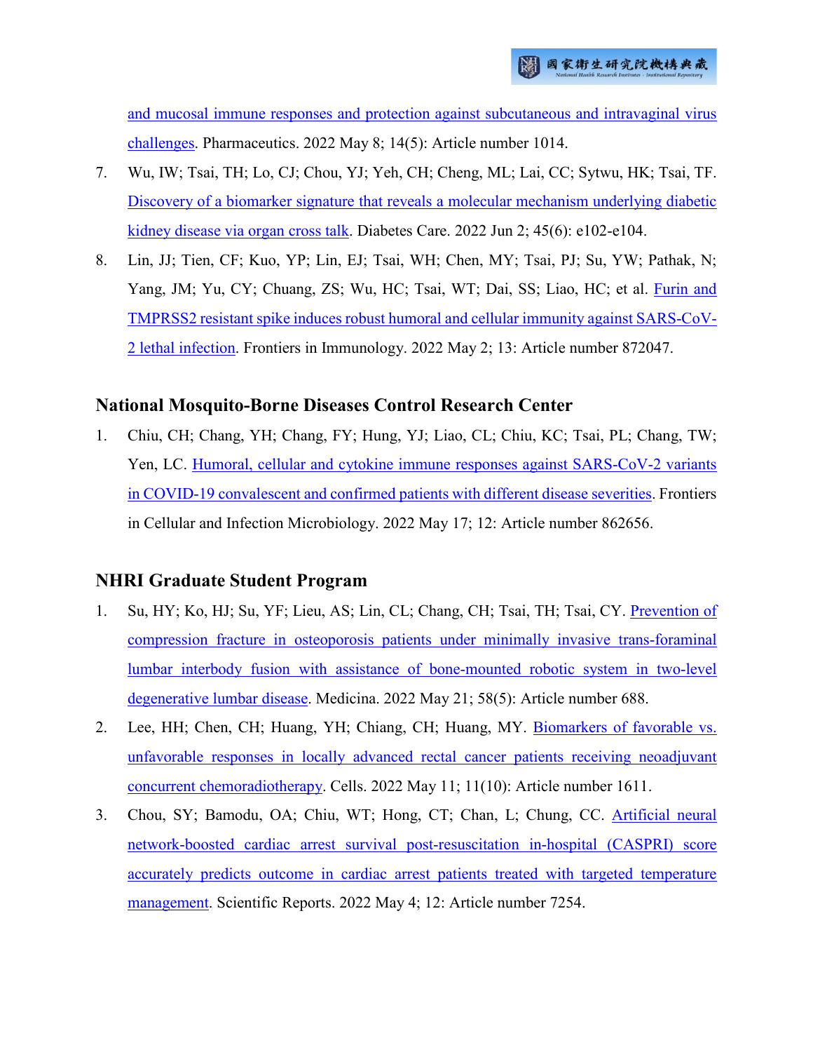and mucosal immune responses and protection against subcutaneous and intravaginal virus challenges. Pharmaceutics. 2022 May 8; 14(5): Article number 1014.

7. Wu, IW; Tsai, TH; Lo, CJ; Chou, YJ; Yeh, CH; Cheng, ML; Lai, CC; Sytwu, HK; Tsai, TF. Discovery of a biomarker signature that reveals a molecular mechanism underlying diabetic kidney disease via organ cross talk. Diabetes Care. 2022 Jun 2; 45(6): e102-e104.
8. Lin, JJ; Tien, CF; Kuo, YP; Lin, EJ; Tsai, WH; Chen, MY; Tsai, PJ; Su, YW; Pathak, N; Yang, JM; Yu, CY; Chuang, ZS; Wu, HC; Tsai, WT; Dai, SS; Liao, HC; et al. Furin and TMPRSS2 resistant spike induces robust humoral and cellular immunity against SARS-CoV-2 lethal infection. Frontiers in Immunology. 2022 May 2; 13: Article number 872047.

## National Mosquito-Borne Diseases Control Research Center

1. Chiu, CH; Chang, YH; Chang, FY; Hung, YJ; Liao, CL; Chiu, KC; Tsai, PL; Chang, TW; Yen, LC. Humoral, cellular and cytokine immune responses against SARS-CoV-2 variants in COVID-19 convalescent and confirmed patients with different disease severities. Frontiers in Cellular and Infection Microbiology. 2022 May 17; 12: Article number 862656.

## NHRI Graduate Student Program

1. Su, HY; Ko, HJ; Su, YF; Lieu, AS; Lin, CL; Chang, CH; Tsai, TH; Tsai, CY. Prevention of compression fracture in osteoporosis patients under minimally invasive trans-foraminal lumbar interbody fusion with assistance of bone-mounted robotic system in two-level degenerative lumbar disease. Medicina. 2022 May 21; 58(5): Article number 688.
2. Lee, HH; Chen, CH; Huang, YH; Chiang, CH; Huang, MY. Biomarkers of favorable vs. unfavorable responses in locally advanced rectal cancer patients receiving neoadjuvant concurrent chemoradiotherapy. Cells. 2022 May 11; 11(10): Article number 1611.
3. Chou, SY; Bamodu, OA; Chiu, WT; Hong, CT; Chan, L; Chung, CC. Artificial neural network-boosted cardiac arrest survival post-resuscitation in-hospital (CASPRI) score accurately predicts outcome in cardiac arrest patients treated with targeted temperature management. Scientific Reports. 2022 May 4; 12: Article number 7254.